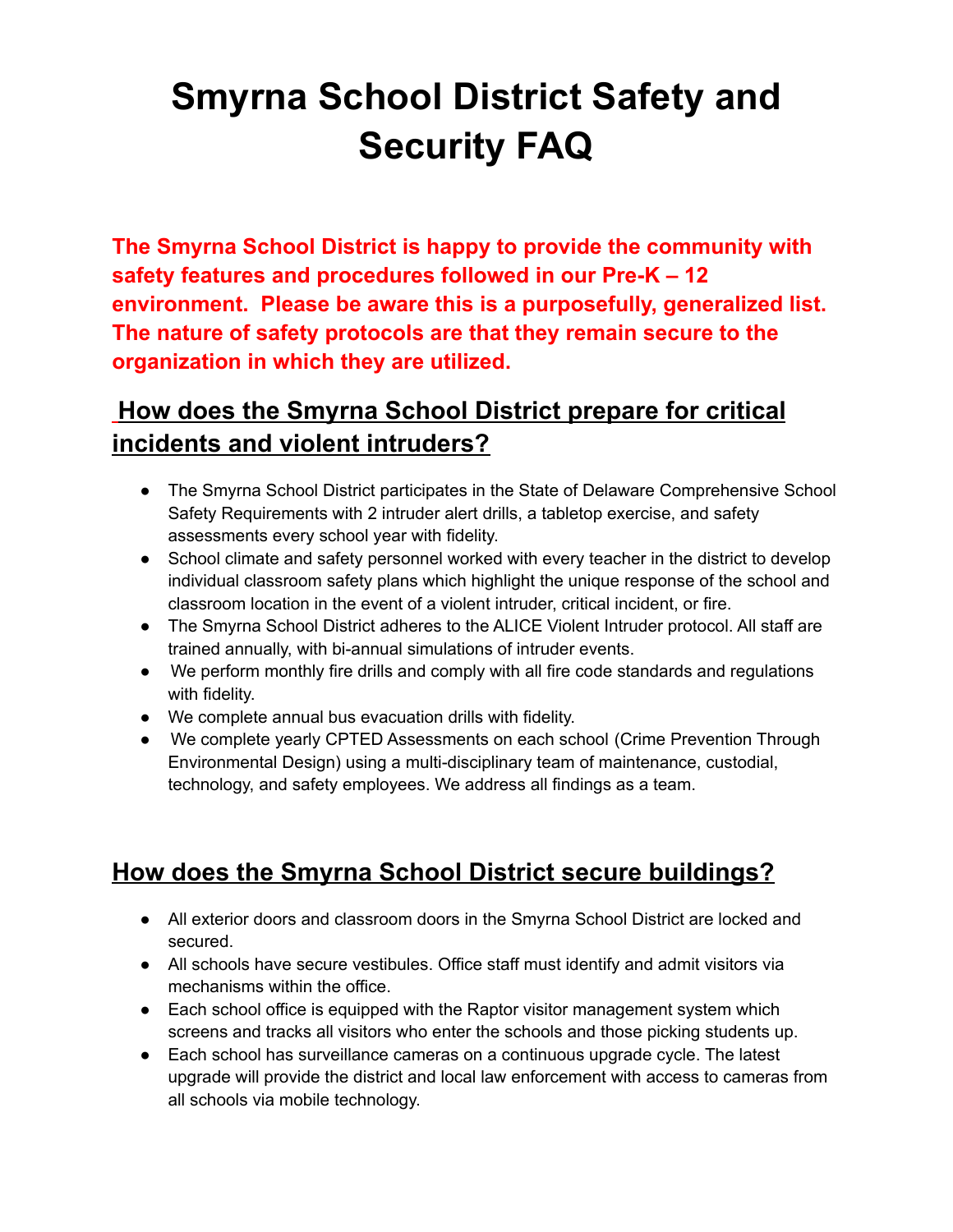# Smyrna School District Safety and Security FAQ

**The Smyrna School District is happy to provide the community with safety features and procedures followed in our Pre-K – 12 environment. Please be aware this is a purposefully, generalized list. The nature of safety protocols are that they remain secure to the organization in which they are utilized.**

## How does the Smyrna School District prepare for critical incidents and violent intruders?

- The Smyrna School District participates in the State of Delaware Comprehensive School Safety Requirements with 2 intruder alert drills, a tabletop exercise, and safety assessments every school year with fidelity.
- School climate and safety personnel worked with every teacher in the district to develop individual classroom safety plans which highlight the unique response of the school and classroom location in the event of a violent intruder, critical incident, or fire.
- The Smyrna School District adheres to the ALICE Violent Intruder protocol. All staff are trained annually, with bi-annual simulations of intruder events.
- We perform monthly fire drills and comply with all fire code standards and regulations with fidelity.
- We complete annual bus evacuation drills with fidelity.
- We complete yearly CPTED Assessments on each school (Crime Prevention Through Environmental Design) using a multi-disciplinary team of maintenance, custodial, technology, and safety employees. We address all findings as a team.

## How does the Smyrna School District secure buildings?

- All exterior doors and classroom doors in the Smyrna School District are locked and secured.
- All schools have secure vestibules. Office staff must identify and admit visitors via mechanisms within the office.
- Each school office is equipped with the Raptor visitor management system which screens and tracks all visitors who enter the schools and those picking students up.
- Each school has surveillance cameras on a continuous upgrade cycle. The latest upgrade will provide the district and local law enforcement with access to cameras from all schools via mobile technology.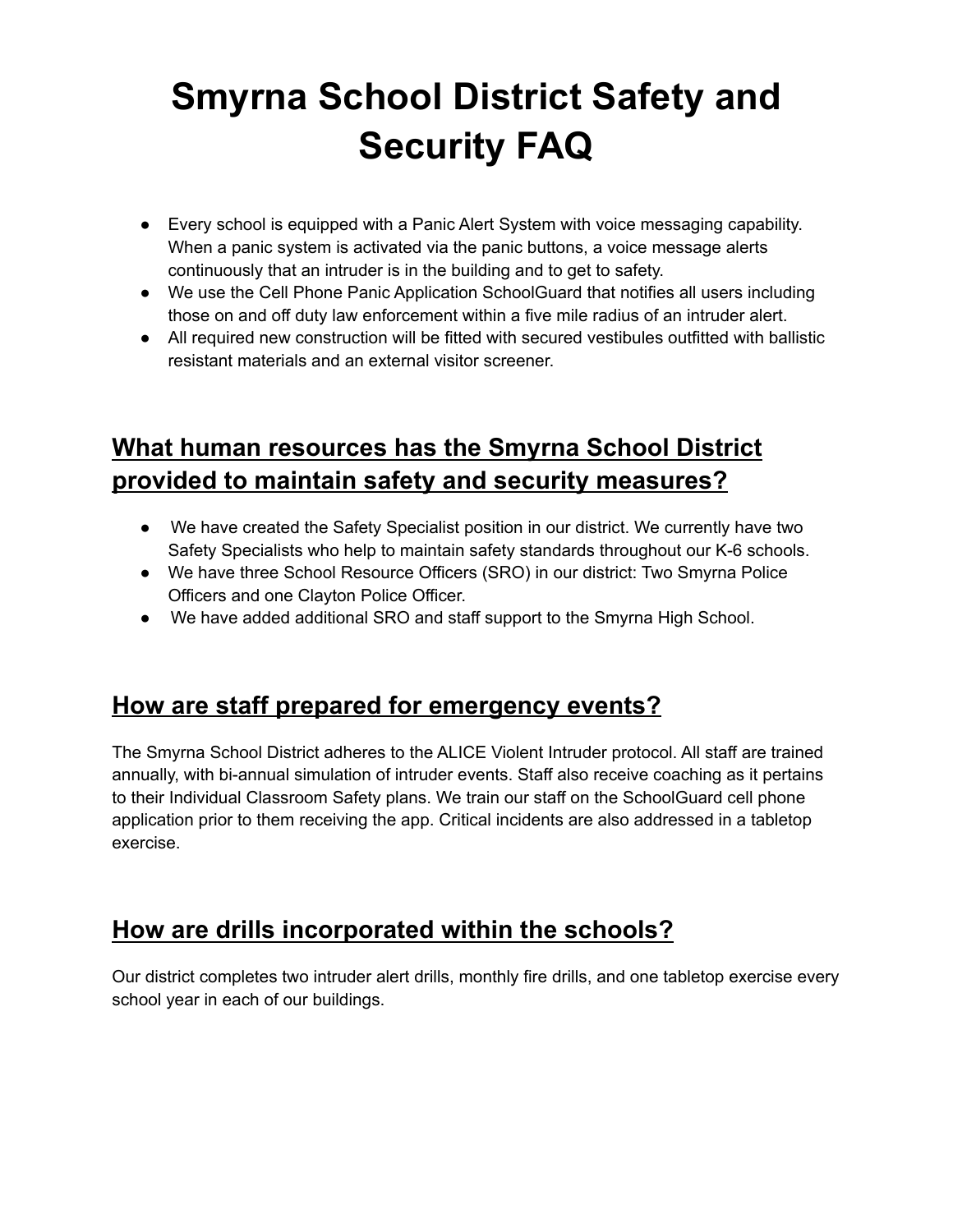# Smyrna School District Safety and Security FAQ

- Every school is equipped with a Panic Alert System with voice messaging capability. When a panic system is activated via the panic buttons, a voice message alerts continuously that an intruder is in the building and to get to safety.
- We use the Cell Phone Panic Application SchoolGuard that notifies all users including those on and off duty law enforcement within a five mile radius of an intruder alert.
- All required new construction will be fitted with secured vestibules outfitted with ballistic resistant materials and an external visitor screener.

## What human resources has the Smyrna School District provided to maintain safety and security measures?

- We have created the Safety Specialist position in our district. We currently have two Safety Specialists who help to maintain safety standards throughout our K-6 schools.
- We have three School Resource Officers (SRO) in our district: Two Smyrna Police Officers and one Clayton Police Officer.
- We have added additional SRO and staff support to the Smyrna High School.

## How are staff prepared for emergency events?

The Smyrna School District adheres to the ALICE Violent Intruder protocol. All staff are trained annually, with bi-annual simulation of intruder events. Staff also receive coaching as it pertains to their Individual Classroom Safety plans. We train our staff on the SchoolGuard cell phone application prior to them receiving the app. Critical incidents are also addressed in a tabletop exercise.

## How are drills incorporated within the schools?

Our district completes two intruder alert drills, monthly fire drills, and one tabletop exercise every school year in each of our buildings.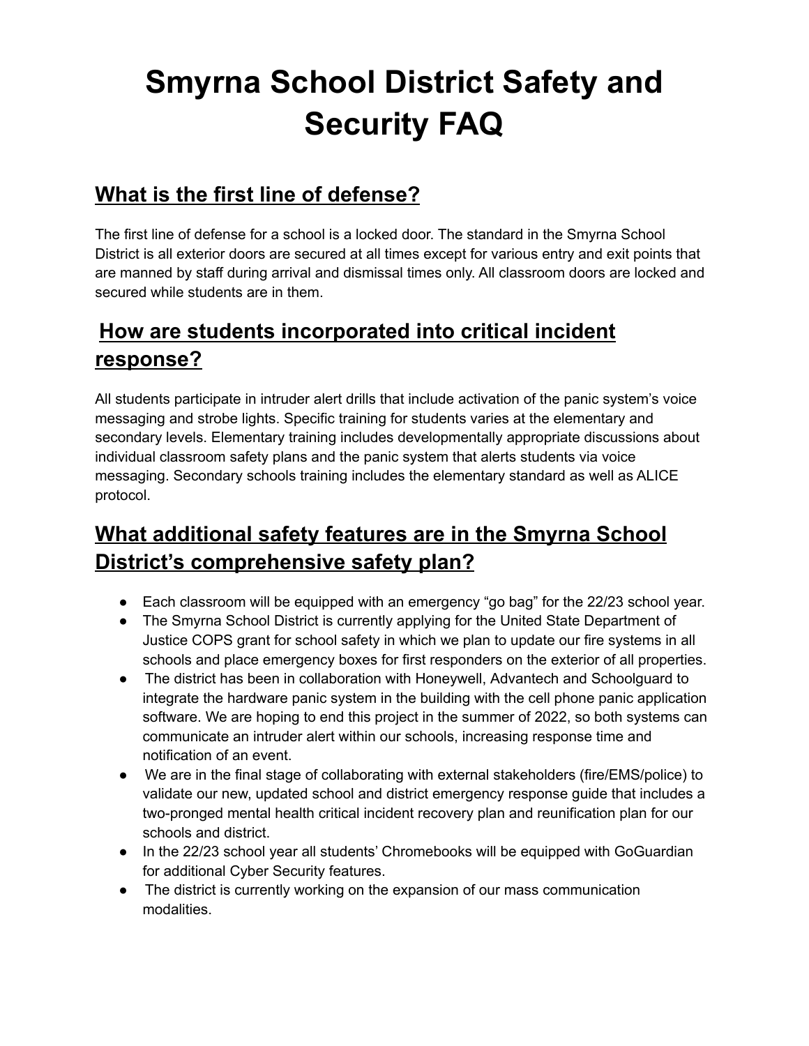# Smyrna School District Safety and Security FAQ

## What is the first line of defense?

The first line of defense for a school is a locked door. The standard in the Smyrna School District is all exterior doors are secured at all times except for various entry and exit points that are manned by staff during arrival and dismissal times only. All classroom doors are locked and secured while students are in them.

## How are students incorporated into critical incident response?

All students participate in intruder alert drills that include activation of the panic system's voice messaging and strobe lights. Specific training for students varies at the elementary and secondary levels. Elementary training includes developmentally appropriate discussions about individual classroom safety plans and the panic system that alerts students via voice messaging. Secondary schools training includes the elementary standard as well as ALICE protocol.

## What additional safety features are in the Smyrna School District's comprehensive safety plan?

- Each classroom will be equipped with an emergency "go bag" for the 22/23 school year.
- The Smyrna School District is currently applying for the United State Department of Justice COPS grant for school safety in which we plan to update our fire systems in all schools and place emergency boxes for first responders on the exterior of all properties.
- The district has been in collaboration with Honeywell, Advantech and Schoolguard to integrate the hardware panic system in the building with the cell phone panic application software. We are hoping to end this project in the summer of 2022, so both systems can communicate an intruder alert within our schools, increasing response time and notification of an event.
- We are in the final stage of collaborating with external stakeholders (fire/EMS/police) to validate our new, updated school and district emergency response guide that includes a two-pronged mental health critical incident recovery plan and reunification plan for our schools and district.
- In the 22/23 school year all students' Chromebooks will be equipped with GoGuardian for additional Cyber Security features.
- The district is currently working on the expansion of our mass communication modalities.